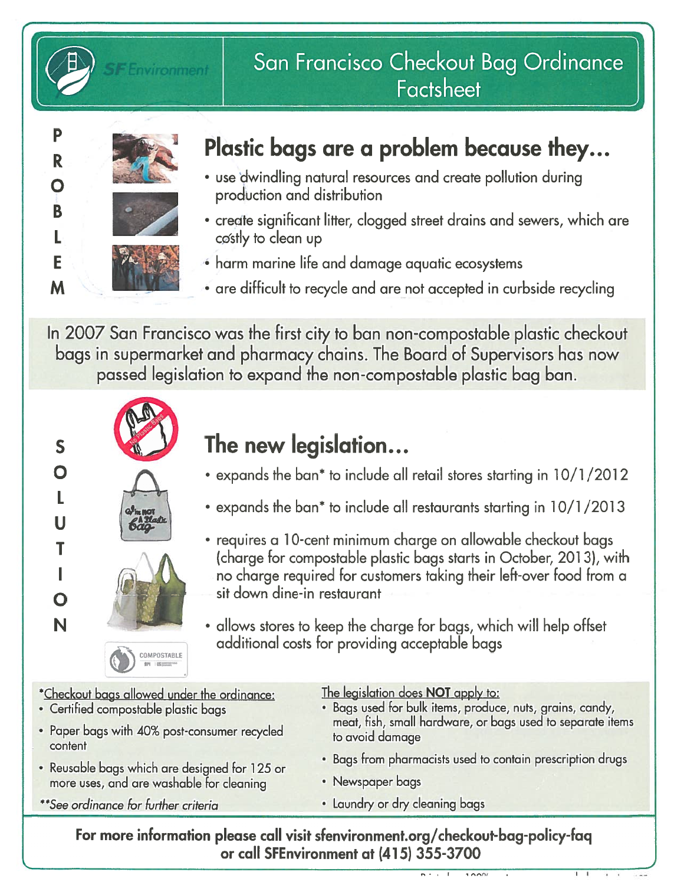# San Francisco Checkout Bag Ordinance Factsheet

SF Environment

P R O B L E M

## Plastic bags are a problem because they...

- use dwindling natural resources and create pollution during production and distribution
- create significant litter, clogged street drains and sewers, which are costly to clean up
- harm marine life and damage aquatic ecosystems
- are difficult to recycle and are not accepted in curbside recycling

In 2007 San Francisco was the first city to ban non-compostable plastic checkout bags in supermarket and pharmacy chains. The Board of Supervisors has now passed legislation to expand the non-compostable plastic bag ban.

S O L U T I O N

## The new legislation...

- expands the ban* to include all retail stores starting in 10/1/2012
- expands the ban* to include all restaurants starting in 10/1/2013
- requires a 10-cent minimum charge on allowable checkout bags (charge for compostable plastic bags starts in October, 2013), with no charge required for customers taking their left-over food from a sit down dine-in restaurant
- allows stores to keep the charge for bags, which will help offset additional costs for providing acceptable bags

*Checkout bags allowed under the ordinance:

- Certified compostable plastic bags
- Paper bags with 40% post-consumer recycled content
- Reusable bags which are designed for 125 or more uses, and are washable for cleaning

*\*See ordinance for further criteria*

The legislation does **NOT** apply to:

- Bags used for bulk items, produce, nuts, grains, candy, meat, fish, small hardware, or bags used to separate items to avoid damage
- Bags from pharmacists used to contain prescription drugs
- Newspaper bags
- Laundry or dry cleaning bags

**For more information please call visit sfenvironment.org/checkout-bag-policy-faq or call SFEnvironment at (415) 355-3700**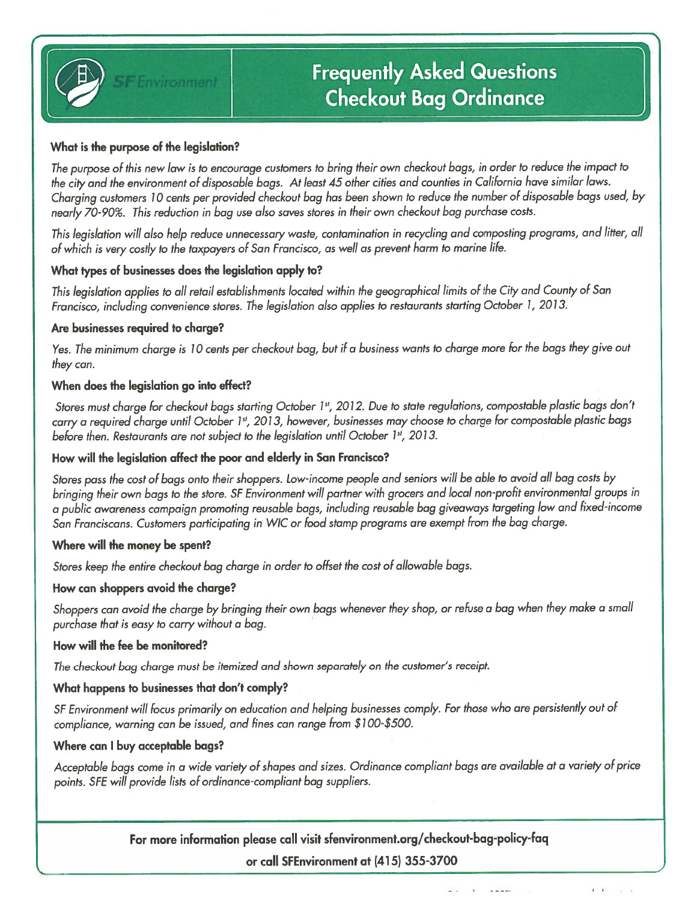SF Environment

# Frequently Asked Questions Checkout Bag Ordinance

**What is the purpose of the legislation?**

*The purpose of this new law is to encourage customers to bring their own checkout bags, in order to reduce the impact to the city and the environment of disposable bags. At least 45 other cities and counties in California have similar laws. Charging customers 10 cents per provided checkout bag has been shown to reduce the number of disposable bags used, by nearly 70-90%. This reduction in bag use also saves stores in their own checkout bag purchase costs.*

*This legislation will also help reduce unnecessary waste, contamination in recycling and composting programs, and litter, all of which is very costly to the taxpayers of San Francisco, as well as prevent harm to marine life.*

**What types of businesses does the legislation apply to?**

*This legislation applies to all retail establishments located within the geographical limits of the City and County of San Francisco, including convenience stores. The legislation also applies to restaurants starting October 1, 2013.*

**Are businesses required to charge?**

*Yes. The minimum charge is 10 cents per checkout bag, but if a business wants to charge more for the bags they give out they can.*

**When does the legislation go into effect?**

*Stores must charge for checkout bags starting October 1st, 2012. Due to state regulations, compostable plastic bags don't carry a required charge until October 1st, 2013, however, businesses may choose to charge for compostable plastic bags before then. Restaurants are not subject to the legislation until October 1st, 2013.*

**How will the legislation affect the poor and elderly in San Francisco?**

*Stores pass the cost of bags onto their shoppers. Low-income people and seniors will be able to avoid all bag costs by bringing their own bags to the store. SF Environment will partner with grocers and local non-profit environmental groups in a public awareness campaign promoting reusable bags, including reusable bag giveaways targeting low and fixed-income San Franciscans. Customers participating in WIC or food stamp programs are exempt from the bag charge.*

**Where will the money be spent?**

*Stores keep the entire checkout bag charge in order to offset the cost of allowable bags.*

**How can shoppers avoid the charge?**

*Shoppers can avoid the charge by bringing their own bags whenever they shop, or refuse a bag when they make a small purchase that is easy to carry without a bag.*

**How will the fee be monitored?**

*The checkout bag charge must be itemized and shown separately on the customer's receipt.*

**What happens to businesses that don't comply?**

*SF Environment will focus primarily on education and helping businesses comply. For those who are persistently out of compliance, warning can be issued, and fines can range from $100-$500.*

**Where can I buy acceptable bags?**

*Acceptable bags come in a wide variety of shapes and sizes. Ordinance compliant bags are available at a variety of price points. SFE will provide lists of ordinance-compliant bag suppliers.*

**For more information please call visit sfenvironment.org/checkout-bag-policy-faq**

**or call SFEnvironment at (415) 355-3700**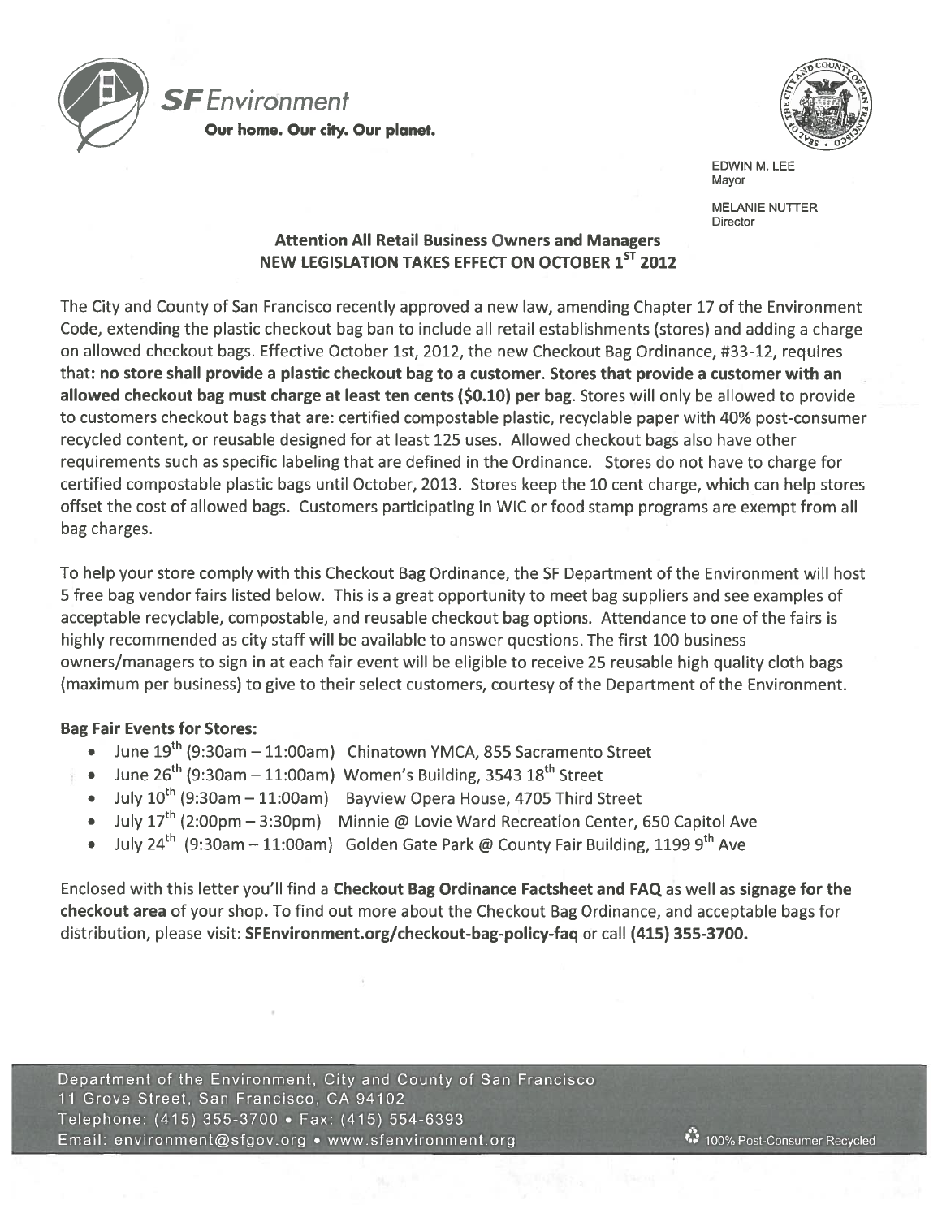**SF Environment**
**Our home. Our city. Our planet.**

EDWIN M. LEE
Mayor

MELANIE NUTTER
Director

## Attention All Retail Business Owners and Managers
## NEW LEGISLATION TAKES EFFECT ON OCTOBER 1ST 2012

The City and County of San Francisco recently approved a new law, amending Chapter 17 of the Environment Code, extending the plastic checkout bag ban to include all retail establishments (stores) and adding a charge on allowed checkout bags. Effective October 1st, 2012, the new Checkout Bag Ordinance, #33-12, requires that: **no store shall provide a plastic checkout bag to a customer. Stores that provide a customer with an allowed checkout bag must charge at least ten cents ($0.10) per bag**. Stores will only be allowed to provide to customers checkout bags that are: certified compostable plastic, recyclable paper with 40% post-consumer recycled content, or reusable designed for at least 125 uses. Allowed checkout bags also have other requirements such as specific labeling that are defined in the Ordinance. Stores do not have to charge for certified compostable plastic bags until October, 2013. Stores keep the 10 cent charge, which can help stores offset the cost of allowed bags. Customers participating in WIC or food stamp programs are exempt from all bag charges.

To help your store comply with this Checkout Bag Ordinance, the SF Department of the Environment will host 5 free bag vendor fairs listed below. This is a great opportunity to meet bag suppliers and see examples of acceptable recyclable, compostable, and reusable checkout bag options. Attendance to one of the fairs is highly recommended as city staff will be available to answer questions. The first 100 business owners/managers to sign in at each fair event will be eligible to receive 25 reusable high quality cloth bags (maximum per business) to give to their select customers, courtesy of the Department of the Environment.

**Bag Fair Events for Stores:**

- June 19th (9:30am – 11:00am) Chinatown YMCA, 855 Sacramento Street
- June 26th (9:30am – 11:00am) Women's Building, 3543 18th Street
- July 10th (9:30am – 11:00am) Bayview Opera House, 4705 Third Street
- July 17th (2:00pm – 3:30pm) Minnie @ Lovie Ward Recreation Center, 650 Capitol Ave
- July 24th (9:30am – 11:00am) Golden Gate Park @ County Fair Building, 1199 9th Ave

Enclosed with this letter you'll find a **Checkout Bag Ordinance Factsheet and FAQ** as well as **signage for the checkout area** of your shop. To find out more about the Checkout Bag Ordinance, and acceptable bags for distribution, please visit: **SFEnvironment.org/checkout-bag-policy-faq** or call **(415) 355-3700.**

Department of the Environment, City and County of San Francisco
11 Grove Street, San Francisco, CA 94102
Telephone: (415) 355-3700 • Fax: (415) 554-6393
Email: environment@sfgov.org • www.sfenvironment.org

100% Post-Consumer Recycled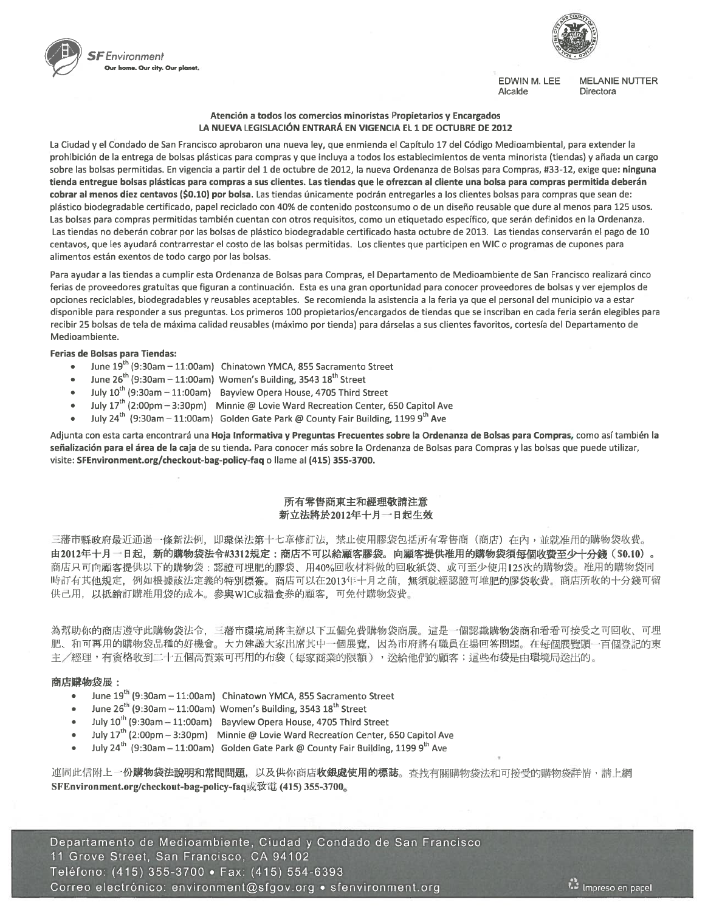SF Environment
Our home. Our city. Our planet.

EDWIN M. LEE
Alcalde

MELANIE NUTTER
Directora

**Atención a todos los comercios minoristas Propietarios y Encargados**
**LA NUEVA LEGISLACIÓN ENTRARÁ EN VIGENCIA EL 1 DE OCTUBRE DE 2012**

La Ciudad y el Condado de San Francisco aprobaron una nueva ley, que enmienda el Capítulo 17 del Código Medioambiental, para extender la prohibición de la entrega de bolsas plásticas para compras y que incluya a todos los establecimientos de venta minorista (tiendas) y añada un cargo sobre las bolsas permitidas. En vigencia a partir del 1 de octubre de 2012, la nueva Ordenanza de Bolsas para Compras, #33-12, exige que: **ninguna tienda entregue bolsas plásticas para compras a sus clientes. Las tiendas que le ofrezcan al cliente una bolsa para compras permitida deberán cobrar al menos diez centavos ($0.10) por bolsa**. Las tiendas únicamente podrán entregarles a los clientes bolsas para compras que sean de: plástico biodegradable certificado, papel reciclado con 40% de contenido postconsumo o de un diseño reusable que dure al menos para 125 usos. Las bolsas para compras permitidas también cuentan con otros requisitos, como un etiquetado específico, que serán definidos en la Ordenanza. Las tiendas no deberán cobrar por las bolsas de plástico biodegradable certificado hasta octubre de 2013. Las tiendas conservarán el pago de 10 centavos, que les ayudará contrarrestar el costo de las bolsas permitidas. Los clientes que participen en WIC o programas de cupones para alimentos están exentos de todo cargo por las bolsas.

Para ayudar a las tiendas a cumplir esta Ordenanza de Bolsas para Compras, el Departamento de Medioambiente de San Francisco realizará cinco ferias de proveedores gratuitas que figuran a continuación. Esta es una gran oportunidad para conocer proveedores de bolsas y ver ejemplos de opciones reciclables, biodegradables y reusables aceptables. Se recomienda la asistencia a la feria ya que el personal del municipio va a estar disponible para responder a sus preguntas. Los primeros 100 propietarios/encargados de tiendas que se inscriban en cada feria serán elegibles para recibir 25 bolsas de tela de máxima calidad reusables (máximo por tienda) para dárselas a sus clientes favoritos, cortesía del Departamento de Medioambiente.

**Ferias de Bolsas para Tiendas:**

- June 19th (9:30am – 11:00am) Chinatown YMCA, 855 Sacramento Street
- June 26th (9:30am – 11:00am) Women's Building, 3543 18th Street
- July 10th (9:30am – 11:00am) Bayview Opera House, 4705 Third Street
- July 17th (2:00pm – 3:30pm) Minnie @ Lovie Ward Recreation Center, 650 Capitol Ave
- July 24th (9:30am – 11:00am) Golden Gate Park @ County Fair Building, 1199 9th Ave

Adjunta con esta carta encontrará una **Hoja Informativa y Preguntas Frecuentes sobre la Ordenanza de Bolsas para Compras,** como así también la **señalización para el área de la caja** de su tienda. Para conocer más sobre la Ordenanza de Bolsas para Compras y las bolsas que puede utilizar, visite: **SFEnvironment.org/checkout-bag-policy-faq** o llame al **(415) 355-3700.**

**所有零售商東主和經理敬請注意**
**新立法將於2012年十月一日起生效**

三藩市縣政府最近通過一條新法例，即環保法第十七章修訂法，禁止使用膠袋包括所有零售商（商店）在內，並就准用的購物袋收費。**由2012年十月一日起，新的購物袋法令#3312規定：商店不可以給顧客膠袋。向顧客提供准用的購物袋須每個收費至少十分錢（$0.10）。**商店只可向顧客提供以下的購物袋：認證可埋肥的膠袋、用40%回收材料做的回收紙袋、或可至少使用125次的購物袋。准用的購物袋同時訂有其他規定，例如根據該法定義的特別標簽。商店可以在2013年十月之前，無須就經認證可埋肥的膠袋收費。商店所收的十分錢可留供己用，以抵銷訂購准用袋的成本。參與WIC或糧食券的顧客，可免付購物袋費。

為幫助你的商店遵守此購物袋法令，三藩市環境局將主辦以下五個免費購物袋商展。這是一個認識購物袋商和看看可接受之可回收、可埋肥、和可再用的購物袋品種的好機會。大力建議大家出席其中一個展覽，因為市府將有職員在場回答問題。在每個展覽頭一百個登記的東主／經理，有資格收到二十五個高質素可再用的布袋（每家商業的限額），送給他們的顧客；這些布袋是由環境局送出的。

**商店購物袋展：**

- June 19th (9:30am – 11:00am) Chinatown YMCA, 855 Sacramento Street
- June 26th (9:30am – 11:00am) Women's Building, 3543 18th Street
- July 10th (9:30am – 11:00am) Bayview Opera House, 4705 Third Street
- July 17th (2:00pm – 3:30pm) Minnie @ Lovie Ward Recreation Center, 650 Capitol Ave
- July 24th (9:30am – 11:00am) Golden Gate Park @ County Fair Building, 1199 9th Ave

連同此信附上一份**購物袋法說明和常問問題**，以及供你商店**收銀處使用的標誌**。查找有關購物袋法和可接受的購物袋詳情，請上網**SFEnvironment.org/checkout-bag-policy-faq**或致電 **(415) 355-3700**。

Departamento de Medioambiente, Ciudad y Condado de San Francisco
11 Grove Street, San Francisco, CA 94102
Teléfono: (415) 355-3700 • Fax: (415) 554-6393
Correo electrónico: environment@sfgov.org • sfenvironment.org

Impreso en papel